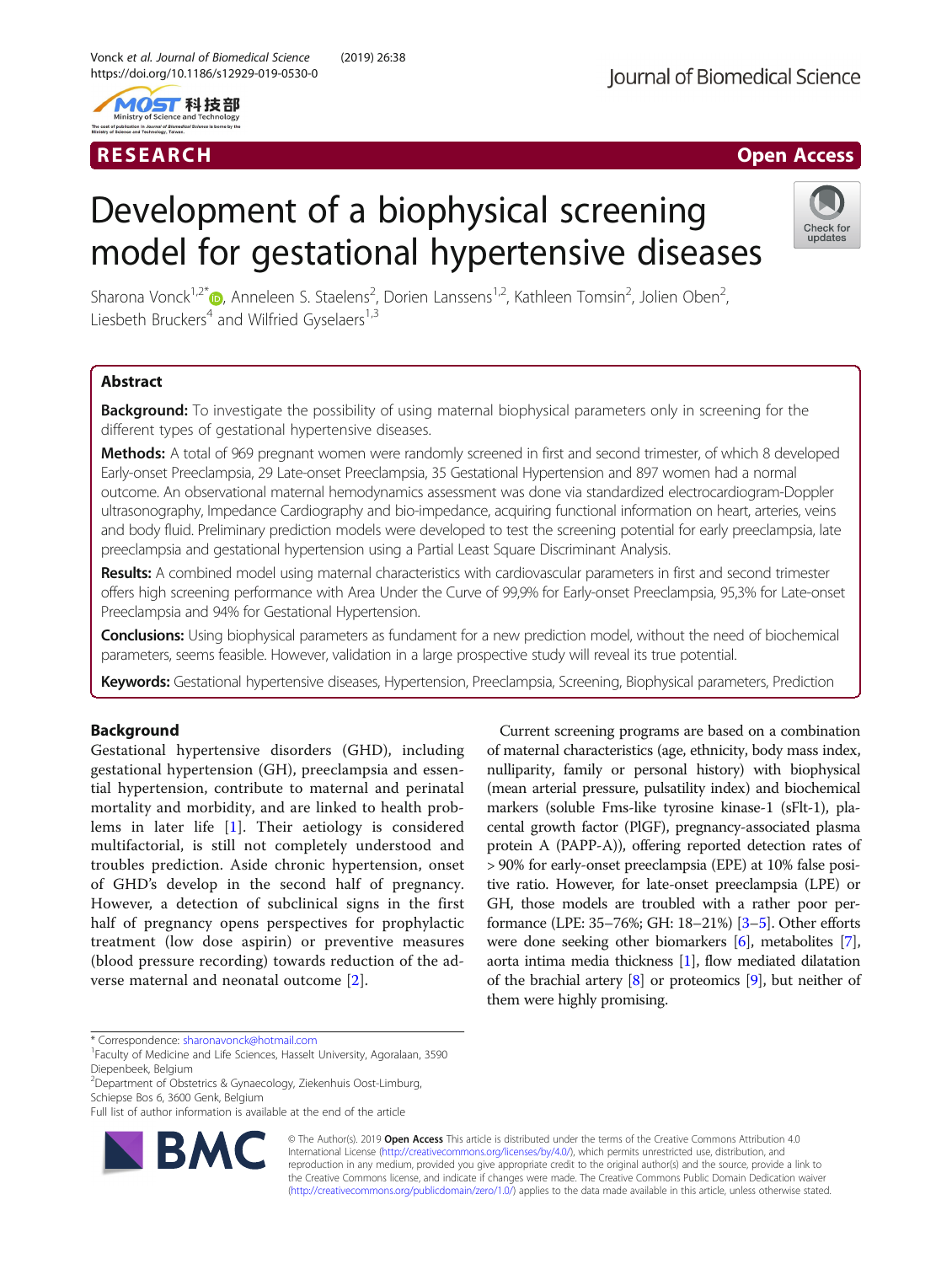RESEARCH Open Access

# Development of a biophysical screening model for gestational hypertensive diseases

Sharona Vonck[1,2*], Anneleen S. Staelens[2], Dorien Lanssens[1,2], Kathleen Tomsin[2], Jolien Oben[2], Liesbeth Bruckers[4] and Wilfried Gyselaers[1,3]

## Abstract

**Background:** To investigate the possibility of using maternal biophysical parameters only in screening for the different types of gestational hypertensive diseases.

**Methods:** A total of 969 pregnant women were randomly screened in first and second trimester, of which 8 developed Early-onset Preeclampsia, 29 Late-onset Preeclampsia, 35 Gestational Hypertension and 897 women had a normal outcome. An observational maternal hemodynamics assessment was done via standardized electrocardiogram-Doppler ultrasonography, Impedance Cardiography and bio-impedance, acquiring functional information on heart, arteries, veins and body fluid. Preliminary prediction models were developed to test the screening potential for early preeclampsia, late preeclampsia and gestational hypertension using a Partial Least Square Discriminant Analysis.

**Results:** A combined model using maternal characteristics with cardiovascular parameters in first and second trimester offers high screening performance with Area Under the Curve of 99,9% for Early-onset Preeclampsia, 95,3% for Late-onset Preeclampsia and 94% for Gestational Hypertension.

**Conclusions:** Using biophysical parameters as fundament for a new prediction model, without the need of biochemical parameters, seems feasible. However, validation in a large prospective study will reveal its true potential.

**Keywords:** Gestational hypertensive diseases, Hypertension, Preeclampsia, Screening, Biophysical parameters, Prediction

## Background

Gestational hypertensive disorders (GHD), including gestational hypertension (GH), preeclampsia and essential hypertension, contribute to maternal and perinatal mortality and morbidity, and are linked to health problems in later life [1]. Their aetiology is considered multifactorial, is still not completely understood and troubles prediction. Aside chronic hypertension, onset of GHD's develop in the second half of pregnancy. However, a detection of subclinical signs in the first half of pregnancy opens perspectives for prophylactic treatment (low dose aspirin) or preventive measures (blood pressure recording) towards reduction of the adverse maternal and neonatal outcome [2].

Current screening programs are based on a combination of maternal characteristics (age, ethnicity, body mass index, nulliparity, family or personal history) with biophysical (mean arterial pressure, pulsatility index) and biochemical markers (soluble Fms-like tyrosine kinase-1 (sFlt-1), placental growth factor (PlGF), pregnancy-associated plasma protein A (PAPP-A)), offering reported detection rates of > 90% for early-onset preeclampsia (EPE) at 10% false positive ratio. However, for late-onset preeclampsia (LPE) or GH, those models are troubled with a rather poor performance (LPE: 35–76%; GH: 18–21%) [3–5]. Other efforts were done seeking other biomarkers [6], metabolites [7], aorta intima media thickness [1], flow mediated dilatation of the brachial artery [8] or proteomics [9], but neither of them were highly promising.

* Correspondence: sharonavonck@hotmail.com
[1]Faculty of Medicine and Life Sciences, Hasselt University, Agoralaan, 3590 Diepenbeek, Belgium
[2]Department of Obstetrics & Gynaecology, Ziekenhuis Oost-Limburg, Schiepse Bos 6, 3600 Genk, Belgium
Full list of author information is available at the end of the article

© The Author(s). 2019 **Open Access** This article is distributed under the terms of the Creative Commons Attribution 4.0 International License (http://creativecommons.org/licenses/by/4.0/), which permits unrestricted use, distribution, and reproduction in any medium, provided you give appropriate credit to the original author(s) and the source, provide a link to the Creative Commons license, and indicate if changes were made. The Creative Commons Public Domain Dedication waiver (http://creativecommons.org/publicdomain/zero/1.0/) applies to the data made available in this article, unless otherwise stated.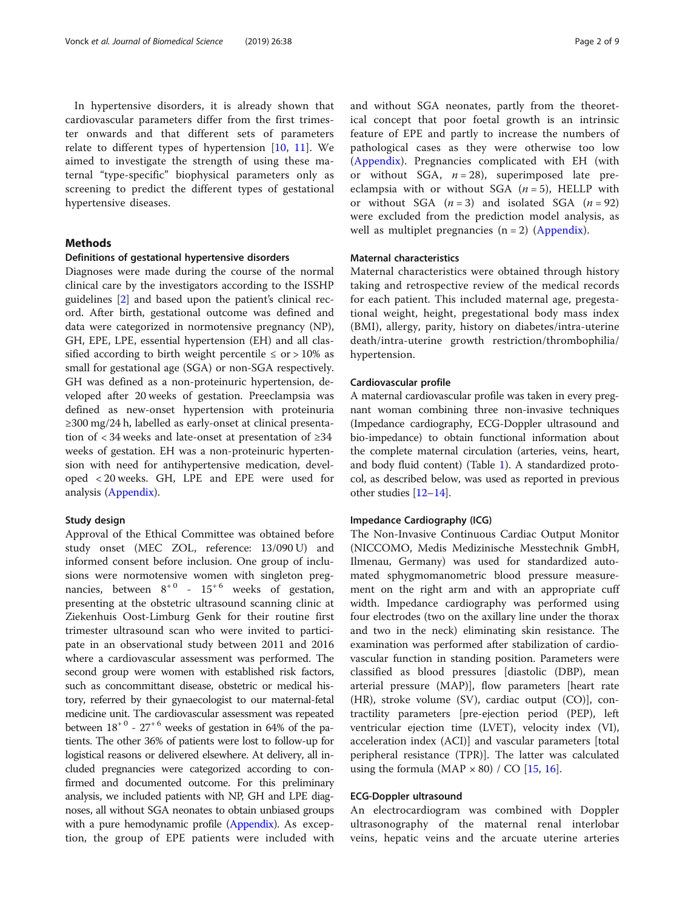In hypertensive disorders, it is already shown that cardiovascular parameters differ from the first trimester onwards and that different sets of parameters relate to different types of hypertension [10, 11]. We aimed to investigate the strength of using these maternal "type-specific" biophysical parameters only as screening to predict the different types of gestational hypertensive diseases.

## Methods

### Definitions of gestational hypertensive disorders

Diagnoses were made during the course of the normal clinical care by the investigators according to the ISSHP guidelines [2] and based upon the patient's clinical record. After birth, gestational outcome was defined and data were categorized in normotensive pregnancy (NP), GH, EPE, LPE, essential hypertension (EH) and all classified according to birth weight percentile ≤ or > 10% as small for gestational age (SGA) or non-SGA respectively. GH was defined as a non-proteinuric hypertension, developed after 20 weeks of gestation. Preeclampsia was defined as new-onset hypertension with proteinuria ≥300 mg/24 h, labelled as early-onset at clinical presentation of < 34 weeks and late-onset at presentation of ≥34 weeks of gestation. EH was a non-proteinuric hypertension with need for antihypertensive medication, developed < 20 weeks. GH, LPE and EPE were used for analysis (Appendix).

### Study design

Approval of the Ethical Committee was obtained before study onset (MEC ZOL, reference: 13/090 U) and informed consent before inclusion. One group of inclusions were normotensive women with singleton pregnancies, between $8^{+0}$ - $15^{+6}$ weeks of gestation, presenting at the obstetric ultrasound scanning clinic at Ziekenhuis Oost-Limburg Genk for their routine first trimester ultrasound scan who were invited to participate in an observational study between 2011 and 2016 where a cardiovascular assessment was performed. The second group were women with established risk factors, such as concommittant disease, obstetric or medical history, referred by their gynaecologist to our maternal-fetal medicine unit. The cardiovascular assessment was repeated between $18^{+0}$ - $27^{+6}$ weeks of gestation in 64% of the patients. The other 36% of patients were lost to follow-up for logistical reasons or delivered elsewhere. At delivery, all included pregnancies were categorized according to confirmed and documented outcome. For this preliminary analysis, we included patients with NP, GH and LPE diagnoses, all without SGA neonates to obtain unbiased groups with a pure hemodynamic profile (Appendix). As exception, the group of EPE patients were included with and without SGA neonates, partly from the theoretical concept that poor foetal growth is an intrinsic feature of EPE and partly to increase the numbers of pathological cases as they were otherwise too low (Appendix). Pregnancies complicated with EH (with or without SGA, $n = 28$), superimposed late preeclampsia with or without SGA ($n = 5$), HELLP with or without SGA ($n = 3$) and isolated SGA ($n = 92$) were excluded from the prediction model analysis, as well as multiplet pregnancies ($n = 2$) (Appendix).

### Maternal characteristics

Maternal characteristics were obtained through history taking and retrospective review of the medical records for each patient. This included maternal age, pregestational weight, height, pregestational body mass index (BMI), allergy, parity, history on diabetes/intra-uterine death/intra-uterine growth restriction/thrombophilia/hypertension.

### Cardiovascular profile

A maternal cardiovascular profile was taken in every pregnant woman combining three non-invasive techniques (Impedance cardiography, ECG-Doppler ultrasound and bio-impedance) to obtain functional information about the complete maternal circulation (arteries, veins, heart, and body fluid content) (Table 1). A standardized protocol, as described below, was used as reported in previous other studies [12–14].

### Impedance Cardiography (ICG)

The Non-Invasive Continuous Cardiac Output Monitor (NICCOMO, Medis Medizinische Messtechnik GmbH, Ilmenau, Germany) was used for standardized automated sphygmomanometric blood pressure measurement on the right arm and with an appropriate cuff width. Impedance cardiography was performed using four electrodes (two on the axillary line under the thorax and two in the neck) eliminating skin resistance. The examination was performed after stabilization of cardiovascular function in standing position. Parameters were classified as blood pressures [diastolic (DBP), mean arterial pressure (MAP)], flow parameters [heart rate (HR), stroke volume (SV), cardiac output (CO)], contractility parameters [pre-ejection period (PEP), left ventricular ejection time (LVET), velocity index (VI), acceleration index (ACI)] and vascular parameters [total peripheral resistance (TPR)]. The latter was calculated using the formula $(MAP \times 80) / CO$ [15, 16].

### ECG-Doppler ultrasound

An electrocardiogram was combined with Doppler ultrasonography of the maternal renal interlobar veins, hepatic veins and the arcuate uterine arteries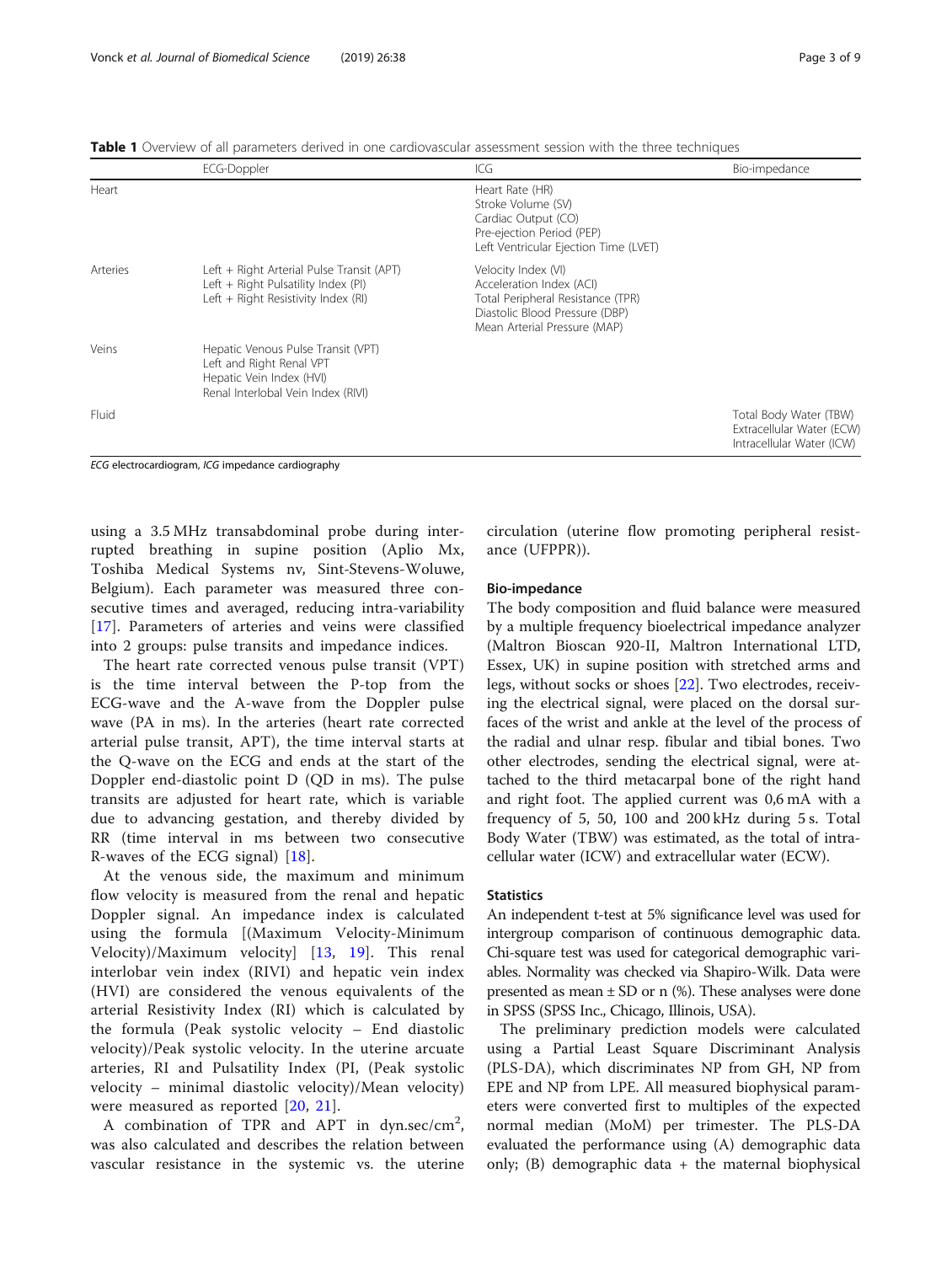**Table 1** Overview of all parameters derived in one cardiovascular assessment session with the three techniques

| | ECG-Doppler | ICG | Bio-impedance |
|---|---|---|---|
| Heart | | Heart Rate (HR)<br>Stroke Volume (SV)<br>Cardiac Output (CO)<br>Pre-ejection Period (PEP)<br>Left Ventricular Ejection Time (LVET) | |
| Arteries | Left + Right Arterial Pulse Transit (APT)<br>Left + Right Pulsatility Index (PI)<br>Left + Right Resistivity Index (RI) | Velocity Index (VI)<br>Acceleration Index (ACI)<br>Total Peripheral Resistance (TPR)<br>Diastolic Blood Pressure (DBP)<br>Mean Arterial Pressure (MAP) | |
| Veins | Hepatic Venous Pulse Transit (VPT)<br>Left and Right Renal VPT<br>Hepatic Vein Index (HVI)<br>Renal Interlobal Vein Index (RIVI) | | |
| Fluid | | | Total Body Water (TBW)<br>Extracellular Water (ECW)<br>Intracellular Water (ICW) |

*ECG* electrocardiogram, *ICG* impedance cardiography

using a 3.5 MHz transabdominal probe during interrupted breathing in supine position (Aplio Mx, Toshiba Medical Systems nv, Sint-Stevens-Woluwe, Belgium). Each parameter was measured three consecutive times and averaged, reducing intra-variability [17]. Parameters of arteries and veins were classified into 2 groups: pulse transits and impedance indices.

The heart rate corrected venous pulse transit (VPT) is the time interval between the P-top from the ECG-wave and the A-wave from the Doppler pulse wave (PA in ms). In the arteries (heart rate corrected arterial pulse transit, APT), the time interval starts at the Q-wave on the ECG and ends at the start of the Doppler end-diastolic point D (QD in ms). The pulse transits are adjusted for heart rate, which is variable due to advancing gestation, and thereby divided by RR (time interval in ms between two consecutive R-waves of the ECG signal) [18].

At the venous side, the maximum and minimum flow velocity is measured from the renal and hepatic Doppler signal. An impedance index is calculated using the formula [(Maximum Velocity-Minimum Velocity)/Maximum velocity] [13, 19]. This renal interlobar vein index (RIVI) and hepatic vein index (HVI) are considered the venous equivalents of the arterial Resistivity Index (RI) which is calculated by the formula (Peak systolic velocity – End diastolic velocity)/Peak systolic velocity. In the uterine arcuate arteries, RI and Pulsatility Index (PI, (Peak systolic velocity – minimal diastolic velocity)/Mean velocity) were measured as reported [20, 21].

A combination of TPR and APT in dyn.sec/cm$^2$, was also calculated and describes the relation between vascular resistance in the systemic vs. the uterine circulation (uterine flow promoting peripheral resistance (UFPPR)).

### Bio-impedance

The body composition and fluid balance were measured by a multiple frequency bioelectrical impedance analyzer (Maltron Bioscan 920-II, Maltron International LTD, Essex, UK) in supine position with stretched arms and legs, without socks or shoes [22]. Two electrodes, receiving the electrical signal, were placed on the dorsal surfaces of the wrist and ankle at the level of the process of the radial and ulnar resp. fibular and tibial bones. Two other electrodes, sending the electrical signal, were attached to the third metacarpal bone of the right hand and right foot. The applied current was 0,6 mA with a frequency of 5, 50, 100 and 200 kHz during 5 s. Total Body Water (TBW) was estimated, as the total of intracellular water (ICW) and extracellular water (ECW).

### Statistics

An independent t-test at 5% significance level was used for intergroup comparison of continuous demographic data. Chi-square test was used for categorical demographic variables. Normality was checked via Shapiro-Wilk. Data were presented as mean ± SD or n (%). These analyses were done in SPSS (SPSS Inc., Chicago, Illinois, USA).

The preliminary prediction models were calculated using a Partial Least Square Discriminant Analysis (PLS-DA), which discriminates NP from GH, NP from EPE and NP from LPE. All measured biophysical parameters were converted first to multiples of the expected normal median (MoM) per trimester. The PLS-DA evaluated the performance using (A) demographic data only; (B) demographic data + the maternal biophysical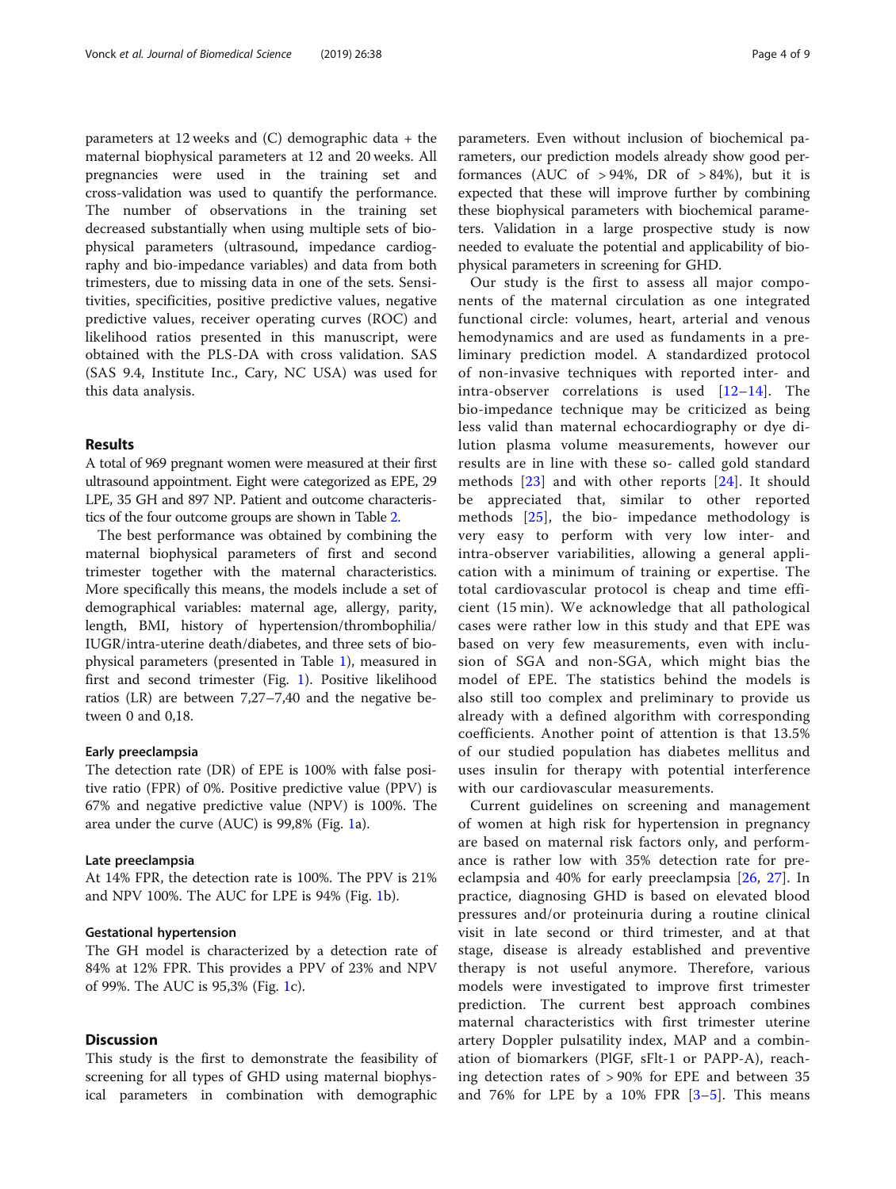parameters at 12 weeks and (C) demographic data + the maternal biophysical parameters at 12 and 20 weeks. All pregnancies were used in the training set and cross-validation was used to quantify the performance. The number of observations in the training set decreased substantially when using multiple sets of biophysical parameters (ultrasound, impedance cardiography and bio-impedance variables) and data from both trimesters, due to missing data in one of the sets. Sensitivities, specificities, positive predictive values, negative predictive values, receiver operating curves (ROC) and likelihood ratios presented in this manuscript, were obtained with the PLS-DA with cross validation. SAS (SAS 9.4, Institute Inc., Cary, NC USA) was used for this data analysis.

## Results

A total of 969 pregnant women were measured at their first ultrasound appointment. Eight were categorized as EPE, 29 LPE, 35 GH and 897 NP. Patient and outcome characteristics of the four outcome groups are shown in Table 2.

The best performance was obtained by combining the maternal biophysical parameters of first and second trimester together with the maternal characteristics. More specifically this means, the models include a set of demographical variables: maternal age, allergy, parity, length, BMI, history of hypertension/thrombophilia/IUGR/intra-uterine death/diabetes, and three sets of biophysical parameters (presented in Table 1), measured in first and second trimester (Fig. 1). Positive likelihood ratios (LR) are between 7,27–7,40 and the negative between 0 and 0,18.

### Early preeclampsia

The detection rate (DR) of EPE is 100% with false positive ratio (FPR) of 0%. Positive predictive value (PPV) is 67% and negative predictive value (NPV) is 100%. The area under the curve (AUC) is 99,8% (Fig. 1a).

### Late preeclampsia

At 14% FPR, the detection rate is 100%. The PPV is 21% and NPV 100%. The AUC for LPE is 94% (Fig. 1b).

### Gestational hypertension

The GH model is characterized by a detection rate of 84% at 12% FPR. This provides a PPV of 23% and NPV of 99%. The AUC is 95,3% (Fig. 1c).

## Discussion

This study is the first to demonstrate the feasibility of screening for all types of GHD using maternal biophysical parameters in combination with demographic parameters. Even without inclusion of biochemical parameters, our prediction models already show good performances (AUC of > 94%, DR of > 84%), but it is expected that these will improve further by combining these biophysical parameters with biochemical parameters. Validation in a large prospective study is now needed to evaluate the potential and applicability of biophysical parameters in screening for GHD.

Our study is the first to assess all major components of the maternal circulation as one integrated functional circle: volumes, heart, arterial and venous hemodynamics and are used as fundaments in a preliminary prediction model. A standardized protocol of non-invasive techniques with reported inter- and intra-observer correlations is used [12–14]. The bio-impedance technique may be criticized as being less valid than maternal echocardiography or dye dilution plasma volume measurements, however our results are in line with these so- called gold standard methods [23] and with other reports [24]. It should be appreciated that, similar to other reported methods [25], the bio- impedance methodology is very easy to perform with very low inter- and intra-observer variabilities, allowing a general application with a minimum of training or expertise. The total cardiovascular protocol is cheap and time efficient (15 min). We acknowledge that all pathological cases were rather low in this study and that EPE was based on very few measurements, even with inclusion of SGA and non-SGA, which might bias the model of EPE. The statistics behind the models is also still too complex and preliminary to provide us already with a defined algorithm with corresponding coefficients. Another point of attention is that 13.5% of our studied population has diabetes mellitus and uses insulin for therapy with potential interference with our cardiovascular measurements.

Current guidelines on screening and management of women at high risk for hypertension in pregnancy are based on maternal risk factors only, and performance is rather low with 35% detection rate for preeclampsia and 40% for early preeclampsia [26, 27]. In practice, diagnosing GHD is based on elevated blood pressures and/or proteinuria during a routine clinical visit in late second or third trimester, and at that stage, disease is already established and preventive therapy is not useful anymore. Therefore, various models were investigated to improve first trimester prediction. The current best approach combines maternal characteristics with first trimester uterine artery Doppler pulsatility index, MAP and a combination of biomarkers (PlGF, sFlt-1 or PAPP-A), reaching detection rates of > 90% for EPE and between 35 and 76% for LPE by a 10% FPR [3–5]. This means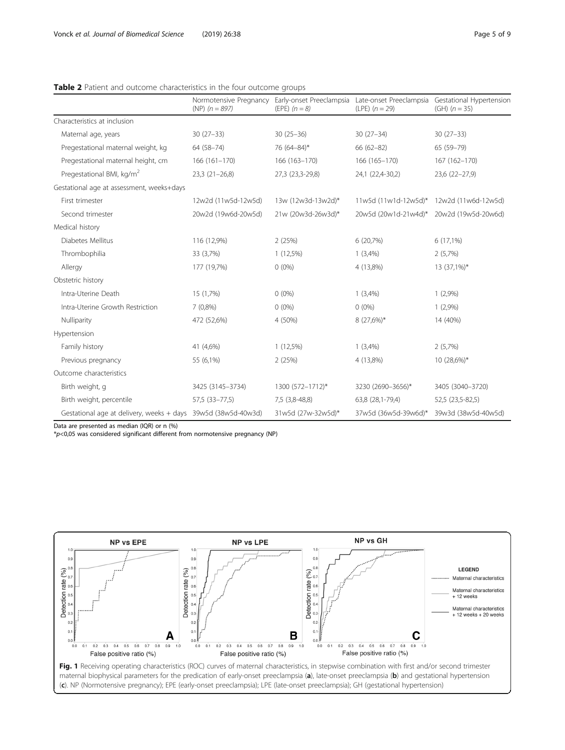**Table 2** Patient and outcome characteristics in the four outcome groups

| | Normotensive Pregnancy (NP) (*n* = 897) | Early-onset Preeclampsia (EPE) (*n* = 8) | Late-onset Preeclampsia (LPE) (*n* = 29) | Gestational Hypertension (GH) (*n* = 35) |
|---|---|---|---|---|
| Characteristics at inclusion | | | | |
| Maternal age, years | 30 (27–33) | 30 (25–36) | 30 (27–34) | 30 (27–33) |
| Pregestational maternal weight, kg | 64 (58–74) | 76 (64–84)* | 66 (62–82) | 65 (59–79) |
| Pregestational maternal height, cm | 166 (161–170) | 166 (163–170) | 166 (165–170) | 167 (162–170) |
| Pregestational BMI, kg/m$^2$ | 23,3 (21–26,8) | 27,3 (23,3-29,8) | 24,1 (22,4-30,2) | 23,6 (22–27,9) |
| Gestational age at assessment, weeks+days | | | | |
| First trimester | 12w2d (11w5d-12w5d) | 13w (12w3d-13w2d)* | 11w5d (11w1d-12w5d)* | 12w2d (11w6d-12w5d) |
| Second trimester | 20w2d (19w6d-20w5d) | 21w (20w3d-26w3d)* | 20w5d (20w1d-21w4d)* | 20w2d (19w5d-20w6d) |
| Medical history | | | | |
| Diabetes Mellitus | 116 (12,9%) | 2 (25%) | 6 (20,7%) | 6 (17,1%) |
| Thrombophilia | 33 (3,7%) | 1 (12,5%) | 1 (3,4%) | 2 (5,7%) |
| Allergy | 177 (19,7%) | 0 (0%) | 4 (13,8%) | 13 (37,1%)* |
| Obstetric history | | | | |
| Intra-Uterine Death | 15 (1,7%) | 0 (0%) | 1 (3,4%) | 1 (2,9%) |
| Intra-Uterine Growth Restriction | 7 (0,8%) | 0 (0%) | 0 (0%) | 1 (2,9%) |
| Nulliparity | 472 (52,6%) | 4 (50%) | 8 (27,6%)* | 14 (40%) |
| Hypertension | | | | |
| Family history | 41 (4,6%) | 1 (12,5%) | 1 (3,4%) | 2 (5,7%) |
| Previous pregnancy | 55 (6,1%) | 2 (25%) | 4 (13,8%) | 10 (28,6%)* |
| Outcome characteristics | | | | |
| Birth weight, g | 3425 (3145–3734) | 1300 (572–1712)* | 3230 (2690–3656)* | 3405 (3040–3720) |
| Birth weight, percentile | 57,5 (33–77,5) | 7,5 (3,8-48,8) | 63,8 (28,1-79,4) | 52,5 (23,5-82,5) |
| Gestational age at delivery, weeks + days | 39w5d (38w5d-40w3d) | 31w5d (27w-32w5d)* | 37w5d (36w5d-39w6d)* | 39w3d (38w5d-40w5d) |

Data are presented as median (IQR) or n (%)

*$p<0,05$ was considered significant different from normotensive pregnancy (NP)

**Fig. 1** Receiving operating characteristics (ROC) curves of maternal characteristics, in stepwise combination with first and/or second trimester maternal biophysical parameters for the predication of early-onset preeclampsia (**a**), late-onset preeclampsia (**b**) and gestational hypertension (**c**). NP (Normotensive pregnancy); EPE (early-onset preeclampsia); LPE (late-onset preeclampsia); GH (gestational hypertension)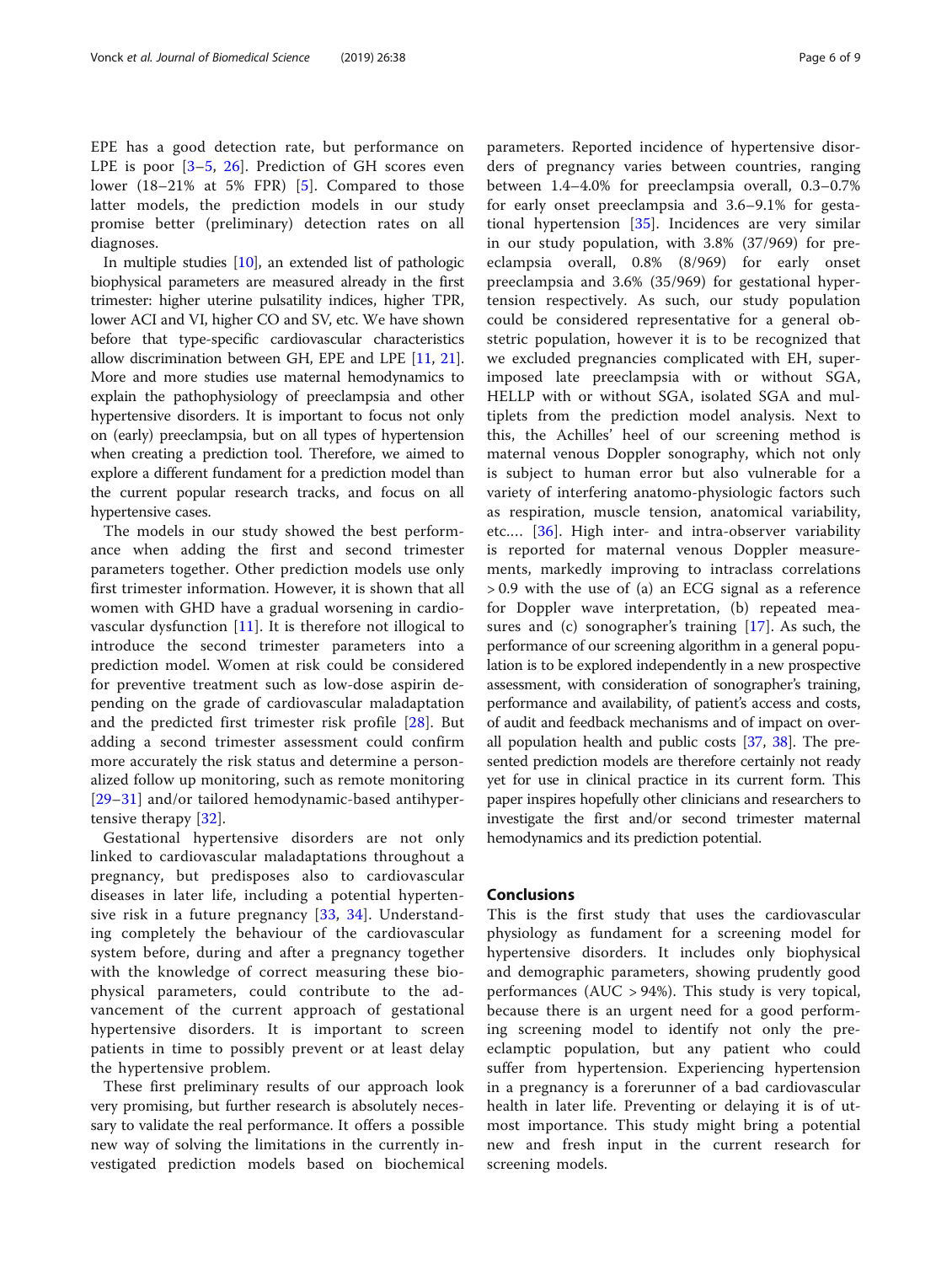EPE has a good detection rate, but performance on LPE is poor [3–5, 26]. Prediction of GH scores even lower (18–21% at 5% FPR) [5]. Compared to those latter models, the prediction models in our study promise better (preliminary) detection rates on all diagnoses.

In multiple studies [10], an extended list of pathologic biophysical parameters are measured already in the first trimester: higher uterine pulsatility indices, higher TPR, lower ACI and VI, higher CO and SV, etc. We have shown before that type-specific cardiovascular characteristics allow discrimination between GH, EPE and LPE [11, 21]. More and more studies use maternal hemodynamics to explain the pathophysiology of preeclampsia and other hypertensive disorders. It is important to focus not only on (early) preeclampsia, but on all types of hypertension when creating a prediction tool. Therefore, we aimed to explore a different fundament for a prediction model than the current popular research tracks, and focus on all hypertensive cases.

The models in our study showed the best performance when adding the first and second trimester parameters together. Other prediction models use only first trimester information. However, it is shown that all women with GHD have a gradual worsening in cardiovascular dysfunction [11]. It is therefore not illogical to introduce the second trimester parameters into a prediction model. Women at risk could be considered for preventive treatment such as low-dose aspirin depending on the grade of cardiovascular maladaptation and the predicted first trimester risk profile [28]. But adding a second trimester assessment could confirm more accurately the risk status and determine a personalized follow up monitoring, such as remote monitoring [29–31] and/or tailored hemodynamic-based antihypertensive therapy [32].

Gestational hypertensive disorders are not only linked to cardiovascular maladaptations throughout a pregnancy, but predisposes also to cardiovascular diseases in later life, including a potential hypertensive risk in a future pregnancy [33, 34]. Understanding completely the behaviour of the cardiovascular system before, during and after a pregnancy together with the knowledge of correct measuring these biophysical parameters, could contribute to the advancement of the current approach of gestational hypertensive disorders. It is important to screen patients in time to possibly prevent or at least delay the hypertensive problem.

These first preliminary results of our approach look very promising, but further research is absolutely necessary to validate the real performance. It offers a possible new way of solving the limitations in the currently investigated prediction models based on biochemical parameters. Reported incidence of hypertensive disorders of pregnancy varies between countries, ranging between 1.4–4.0% for preeclampsia overall, 0.3–0.7% for early onset preeclampsia and 3.6–9.1% for gestational hypertension [35]. Incidences are very similar in our study population, with 3.8% (37/969) for preeclampsia overall, 0.8% (8/969) for early onset preeclampsia and 3.6% (35/969) for gestational hypertension respectively. As such, our study population could be considered representative for a general obstetric population, however it is to be recognized that we excluded pregnancies complicated with EH, superimposed late preeclampsia with or without SGA, HELLP with or without SGA, isolated SGA and multiplets from the prediction model analysis. Next to this, the Achilles' heel of our screening method is maternal venous Doppler sonography, which not only is subject to human error but also vulnerable for a variety of interfering anatomo-physiologic factors such as respiration, muscle tension, anatomical variability, etc.… [36]. High inter- and intra-observer variability is reported for maternal venous Doppler measurements, markedly improving to intraclass correlations > 0.9 with the use of (a) an ECG signal as a reference for Doppler wave interpretation, (b) repeated measures and (c) sonographer's training [17]. As such, the performance of our screening algorithm in a general population is to be explored independently in a new prospective assessment, with consideration of sonographer's training, performance and availability, of patient's access and costs, of audit and feedback mechanisms and of impact on overall population health and public costs [37, 38]. The presented prediction models are therefore certainly not ready yet for use in clinical practice in its current form. This paper inspires hopefully other clinicians and researchers to investigate the first and/or second trimester maternal hemodynamics and its prediction potential.

## Conclusions

This is the first study that uses the cardiovascular physiology as fundament for a screening model for hypertensive disorders. It includes only biophysical and demographic parameters, showing prudently good performances (AUC > 94%). This study is very topical, because there is an urgent need for a good performing screening model to identify not only the preeclamptic population, but any patient who could suffer from hypertension. Experiencing hypertension in a pregnancy is a forerunner of a bad cardiovascular health in later life. Preventing or delaying it is of utmost importance. This study might bring a potential new and fresh input in the current research for screening models.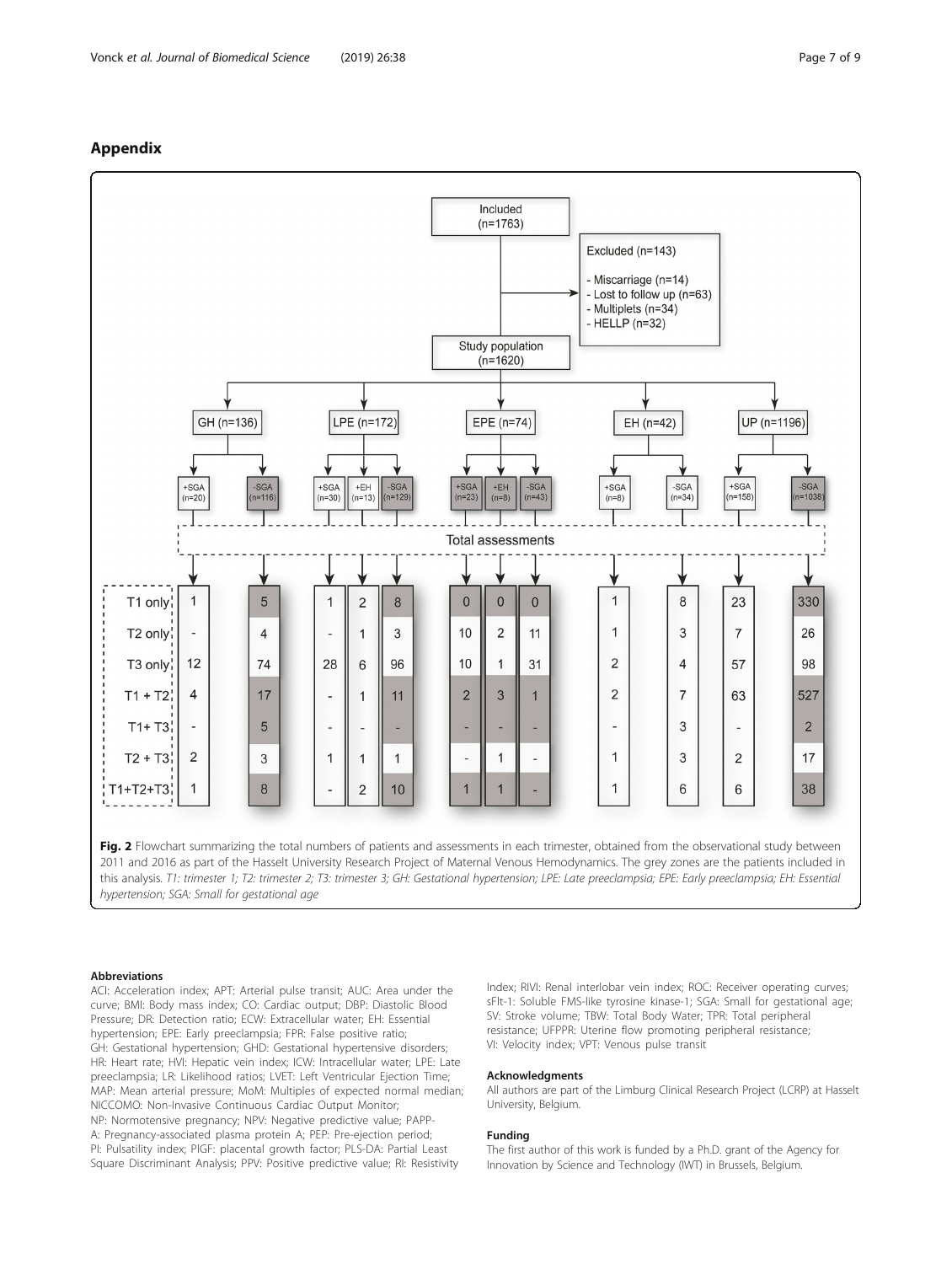## Appendix

Included (n=1763)

Excluded (n=143)

- Miscarriage (n=14)
- Lost to follow up (n=63)
- Multiplets (n=34)
- HELLP (n=32)

Study population (n=1620)

| | GH (n=136) | | LPE (n=172) | | | EPE (n=74) | | | EH (n=42) | | UP (n=1196) | |
|---|---|---|---|---|---|---|---|---|---|---|---|---|
| | +SGA (n=20) | -SGA (n=116) | +SGA (n=30) | +EH (n=13) | -SGA (n=129) | +SGA (n=23) | +EH (n=8) | -SGA (n=43) | +SGA (n=8) | -SGA (n=34) | +SGA (n=158) | -SGA (n=1038) |
| T1 only | 1 | 5 | 1 | 2 | 8 | 0 | 0 | 0 | 1 | 8 | 23 | 330 |
| T2 only | - | 4 | - | 1 | 3 | 10 | 2 | 11 | 1 | 3 | 7 | 26 |
| T3 only | 12 | 74 | 28 | 6 | 96 | 10 | 1 | 31 | 2 | 4 | 57 | 98 |
| T1 + T2 | 4 | 17 | - | 1 | 11 | 2 | 3 | 1 | 2 | 7 | 63 | 527 |
| T1+ T3 | - | 5 | - | - | - | - | - | - | - | 3 | - | 2 |
| T2 + T3 | 2 | 3 | 1 | 1 | 1 | - | 1 | - | 1 | 3 | 2 | 17 |
| T1+T2+T3 | 1 | 8 | - | 2 | 10 | 1 | 1 | - | 1 | 6 | 6 | 38 |

**Fig. 2** Flowchart summarizing the total numbers of patients and assessments in each trimester, obtained from the observational study between 2011 and 2016 as part of the Hasselt University Research Project of Maternal Venous Hemodynamics. The grey zones are the patients included in this analysis. *T1: trimester 1; T2: trimester 2; T3: trimester 3; GH: Gestational hypertension; LPE: Late preeclampsia; EPE: Early preeclampsia; EH: Essential hypertension; SGA: Small for gestational age*

### Abbreviations

ACI: Acceleration index; APT: Arterial pulse transit; AUC: Area under the curve; BMI: Body mass index; CO: Cardiac output; DBP: Diastolic Blood Pressure; DR: Detection ratio; ECW: Extracellular water; EH: Essential hypertension; EPE: Early preeclampsia; FPR: False positive ratio; GH: Gestational hypertension; GHD: Gestational hypertensive disorders; HR: Heart rate; HVI: Hepatic vein index; ICW: Intracellular water; LPE: Late preeclampsia; LR: Likelihood ratios; LVET: Left Ventricular Ejection Time; MAP: Mean arterial pressure; MoM: Multiples of expected normal median; NICCOMO: Non-Invasive Continuous Cardiac Output Monitor; NP: Normotensive pregnancy; NPV: Negative predictive value; PAPP-A: Pregnancy-associated plasma protein A; PEP: Pre-ejection period; PI: Pulsatility index; PlGF: placental growth factor; PLS-DA: Partial Least Square Discriminant Analysis; PPV: Positive predictive value; RI: Resistivity Index; RIVI: Renal interlobar vein index; ROC: Receiver operating curves; sFlt-1: Soluble FMS-like tyrosine kinase-1; SGA: Small for gestational age; SV: Stroke volume; TBW: Total Body Water; TPR: Total peripheral resistance; UFPPR: Uterine flow promoting peripheral resistance; VI: Velocity index; VPT: Venous pulse transit

### Acknowledgments

All authors are part of the Limburg Clinical Research Project (LCRP) at Hasselt University, Belgium.

### Funding

The first author of this work is funded by a Ph.D. grant of the Agency for Innovation by Science and Technology (IWT) in Brussels, Belgium.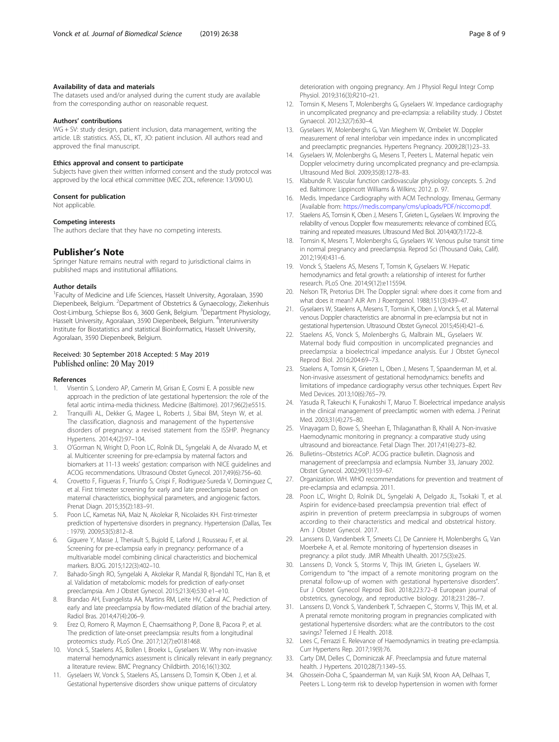### Availability of data and materials

The datasets used and/or analysed during the current study are available from the corresponding author on reasonable request.

### Authors' contributions

WG + SV: study design, patient inclusion, data management, writing the article. LB: statistics. ASS, DL, KT, JO: patient inclusion. All authors read and approved the final manuscript.

### Ethics approval and consent to participate

Subjects have given their written informed consent and the study protocol was approved by the local ethical committee (MEC ZOL, reference: 13/090 U).

### Consent for publication

Not applicable.

### Competing interests

The authors declare that they have no competing interests.

## Publisher's Note

Springer Nature remains neutral with regard to jurisdictional claims in published maps and institutional affiliations.

### Author details

[1]Faculty of Medicine and Life Sciences, Hasselt University, Agoralaan, 3590 Diepenbeek, Belgium. [2]Department of Obstetrics & Gynaecology, Ziekenhuis Oost-Limburg, Schiepse Bos 6, 3600 Genk, Belgium. [3]Department Physiology, Hasselt University, Agoralaan, 3590 Diepenbeek, Belgium. [4]Interuniversity Institute for Biostatistics and statistical Bioinformatics, Hasselt University, Agoralaan, 3590 Diepenbeek, Belgium.

Received: 30 September 2018 Accepted: 5 May 2019
Published online: 20 May 2019

### References

1. Visentin S, Londero AP, Camerin M, Grisan E, Cosmi E. A possible new approach in the prediction of late gestational hypertension: the role of the fetal aortic intima-media thickness. Medicine (Baltimore). 2017;96(2):e5515.
2. Tranquilli AL, Dekker G, Magee L, Roberts J, Sibai BM, Steyn W, et al. The classification, diagnosis and management of the hypertensive disorders of pregnancy: a revised statement from the ISSHP. Pregnancy Hypertens. 2014;4(2):97–104.
3. O'Gorman N, Wright D, Poon LC, Rolnik DL, Syngelaki A, de Alvarado M, et al. Multicenter screening for pre-eclampsia by maternal factors and biomarkers at 11-13 weeks' gestation: comparison with NICE guidelines and ACOG recommendations. Ultrasound Obstet Gynecol. 2017;49(6):756–60.
4. Crovetto F, Figueras F, Triunfo S, Crispi F, Rodriguez-Sureda V, Dominguez C, et al. First trimester screening for early and late preeclampsia based on maternal characteristics, biophysical parameters, and angiogenic factors. Prenat Diagn. 2015;35(2):183–91.
5. Poon LC, Kametas NA, Maiz N, Akolekar R, Nicolaides KH. First-trimester prediction of hypertensive disorders in pregnancy. Hypertension (Dallas, Tex : 1979). 2009;53(5):812–8.
6. Giguere Y, Masse J, Theriault S, Bujold E, Lafond J, Rousseau F, et al. Screening for pre-eclampsia early in pregnancy: performance of a multivariable model combining clinical characteristics and biochemical markers. BJOG. 2015;122(3):402–10.
7. Bahado-Singh RO, Syngelaki A, Akolekar R, Mandal R, Bjondahl TC, Han B, et al. Validation of metabolomic models for prediction of early-onset preeclampsia. Am J Obstet Gynecol. 2015;213(4):530 e1–e10.
8. Brandao AH, Evangelista AA, Martins RM, Leite HV, Cabral AC. Prediction of early and late preeclampsia by flow-mediated dilation of the brachial artery. Radiol Bras. 2014;47(4):206–9.
9. Erez O, Romero R, Maymon E, Chaemsaithong P, Done B, Pacora P, et al. The prediction of late-onset preeclampsia: results from a longitudinal proteomics study. PLoS One. 2017;12(7):e0181468.
10. Vonck S, Staelens AS, Bollen I, Broekx L, Gyselaers W. Why non-invasive maternal hemodynamics assessment is clinically relevant in early pregnancy: a literature review. BMC Pregnancy Childbirth. 2016;16(1):302.
11. Gyselaers W, Vonck S, Staelens AS, Lanssens D, Tomsin K, Oben J, et al. Gestational hypertensive disorders show unique patterns of circulatory deterioration with ongoing pregnancy. Am J Physiol Regul Integr Comp Physiol. 2019;316(3):R210–r21.
12. Tomsin K, Mesens T, Molenberghs G, Gyselaers W. Impedance cardiography in uncomplicated pregnancy and pre-eclampsia: a reliability study. J Obstet Gynaecol. 2012;32(7):630–4.
13. Gyselaers W, Molenberghs G, Van Mieghem W, Ombelet W. Doppler measurement of renal interlobar vein impedance index in uncomplicated and preeclamptic pregnancies. Hypertens Pregnancy. 2009;28(1):23–33.
14. Gyselaers W, Molenberghs G, Mesens T, Peeters L. Maternal hepatic vein Doppler velocimetry during uncomplicated pregnancy and pre-eclampsia. Ultrasound Med Biol. 2009;35(8):1278–83.
15. Klabunde R. Vascular function cardiovascular physiology concepts. 5. 2nd ed. Baltimore: Lippincott Williams & Wilkins; 2012. p. 97.
16. Medis. Impedance Cardiography with ACM Technology. Ilmenau, Germany [Available from: https://medis.company/cms/uploads/PDF/niccomo.pdf.
17. Staelens AS, Tomsin K, Oben J, Mesens T, Grieten L, Gyselaers W. Improving the reliability of venous Doppler flow measurements: relevance of combined ECG, training and repeated measures. Ultrasound Med Biol. 2014;40(7):1722–8.
18. Tomsin K, Mesens T, Molenberghs G, Gyselaers W. Venous pulse transit time in normal pregnancy and preeclampsia. Reprod Sci (Thousand Oaks, Calif). 2012;19(4):431–6.
19. Vonck S, Staelens AS, Mesens T, Tomsin K, Gyselaers W. Hepatic hemodynamics and fetal growth: a relationship of interest for further research. PLoS One. 2014;9(12):e115594.
20. Nelson TR, Pretorius DH. The Doppler signal: where does it come from and what does it mean? AJR Am J Roentgenol. 1988;151(3):439–47.
21. Gyselaers W, Staelens A, Mesens T, Tomsin K, Oben J, Vonck S, et al. Maternal venous Doppler characteristics are abnormal in pre-eclampsia but not in gestational hypertension. Ultrasound Obstet Gynecol. 2015;45(4):421–6.
22. Staelens AS, Vonck S, Molenberghs G, Malbrain ML, Gyselaers W. Maternal body fluid composition in uncomplicated pregnancies and preeclampsia: a bioelectrical impedance analysis. Eur J Obstet Gynecol Reprod Biol. 2016;204:69–73.
23. Staelens A, Tomsin K, Grieten L, Oben J, Mesens T, Spaanderman M, et al. Non-invasive assessment of gestational hemodynamics: benefits and limitations of impedance cardiography versus other techniques. Expert Rev Med Devices. 2013;10(6):765–79.
24. Yasuda R, Takeuchi K, Funakoshi T, Maruo T. Bioelectrical impedance analysis in the clinical management of preeclamptic women with edema. J Perinat Med. 2003;31(4):275–80.
25. Vinayagam D, Bowe S, Sheehan E, Thilaganathan B, Khalil A. Non-invasive Haemodynamic monitoring in pregnancy: a comparative study using ultrasound and bioreactance. Fetal Diagn Ther. 2017;41(4):273–82.
26. Bulletins--Obstetrics ACoP. ACOG practice bulletin. Diagnosis and management of preeclampsia and eclampsia. Number 33, January 2002. Obstet Gynecol. 2002;99(1):159–67.
27. Organization. WH. WHO recommendations for prevention and treatment of pre-eclampsia and eclampsia. 2011.
28. Poon LC, Wright D, Rolnik DL, Syngelaki A, Delgado JL, Tsokaki T, et al. Aspirin for evidence-based preeclampsia prevention trial: effect of aspirin in prevention of preterm preeclampsia in subgroups of women according to their characteristics and medical and obstetrical history. Am J Obstet Gynecol. 2017.
29. Lanssens D, Vandenberk T, Smeets CJ, De Canniere H, Molenberghs G, Van Moerbeke A, et al. Remote monitoring of hypertension diseases in pregnancy: a pilot study. JMIR Mhealth Uhealth. 2017;5(3):e25.
30. Lanssens D, Vonck S, Storms V, Thijs IM, Grieten L, Gyselaers W. Corrigendum to "the impact of a remote monitoring program on the prenatal follow-up of women with gestational hypertensive disorders". Eur J Obstet Gynecol Reprod Biol. 2018;223:72–8 European journal of obstetrics, gynecology, and reproductive biology. 2018;231:286–7.
31. Lanssens D, Vonck S, Vandenberk T, Schraepen C, Storms V, Thijs IM, et al. A prenatal remote monitoring program in pregnancies complicated with gestational hypertensive disorders: what are the contributors to the cost savings? Telemed J E Health. 2018.
32. Lees C, Ferrazzi E. Relevance of Haemodynamics in treating pre-eclampsia. Curr Hypertens Rep. 2017;19(9):76.
33. Carty DM, Delles C, Dominiczak AF. Preeclampsia and future maternal health. J Hypertens. 2010;28(7):1349–55.
34. Ghossein-Doha C, Spaanderman M, van Kuijk SM, Kroon AA, Delhaas T, Peeters L. Long-term risk to develop hypertension in women with former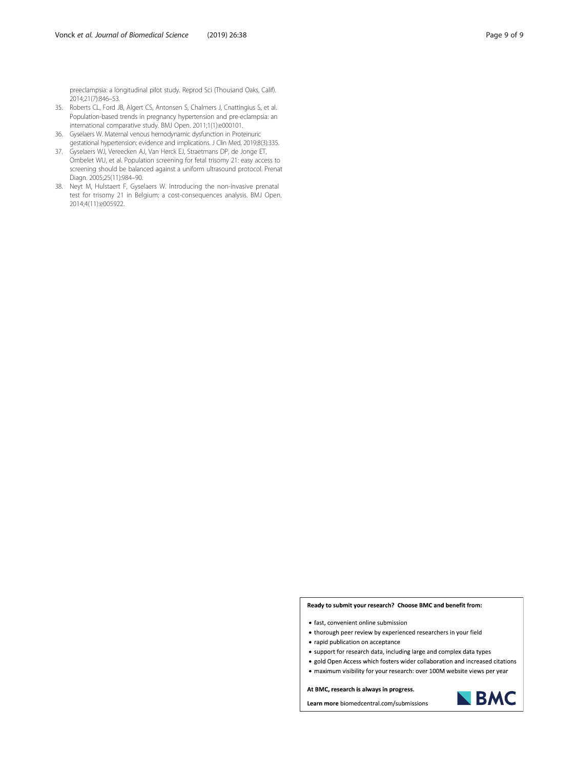preeclampsia: a longitudinal pilot study. Reprod Sci (Thousand Oaks, Calif). 2014;21(7):846–53.

35. Roberts CL, Ford JB, Algert CS, Antonsen S, Chalmers J, Cnattingius S, et al. Population-based trends in pregnancy hypertension and pre-eclampsia: an international comparative study. BMJ Open. 2011;1(1):e000101.
36. Gyselaers W. Maternal venous hemodynamic dysfunction in Proteinuric gestational hypertension: evidence and implications. J Clin Med. 2019;8(3):335.
37. Gyselaers WJ, Vereecken AJ, Van Herck EJ, Straetmans DP, de Jonge ET, Ombelet WU, et al. Population screening for fetal trisomy 21: easy access to screening should be balanced against a uniform ultrasound protocol. Prenat Diagn. 2005;25(11):984–90.
38. Neyt M, Hulstaert F, Gyselaers W. Introducing the non-invasive prenatal test for trisomy 21 in Belgium: a cost-consequences analysis. BMJ Open. 2014;4(11):e005922.

**Ready to submit your research? Choose BMC and benefit from:**

- fast, convenient online submission
- thorough peer review by experienced researchers in your field
- rapid publication on acceptance
- support for research data, including large and complex data types
- gold Open Access which fosters wider collaboration and increased citations
- maximum visibility for your research: over 100M website views per year

**At BMC, research is always in progress.**

**Learn more** biomedcentral.com/submissions

BMC